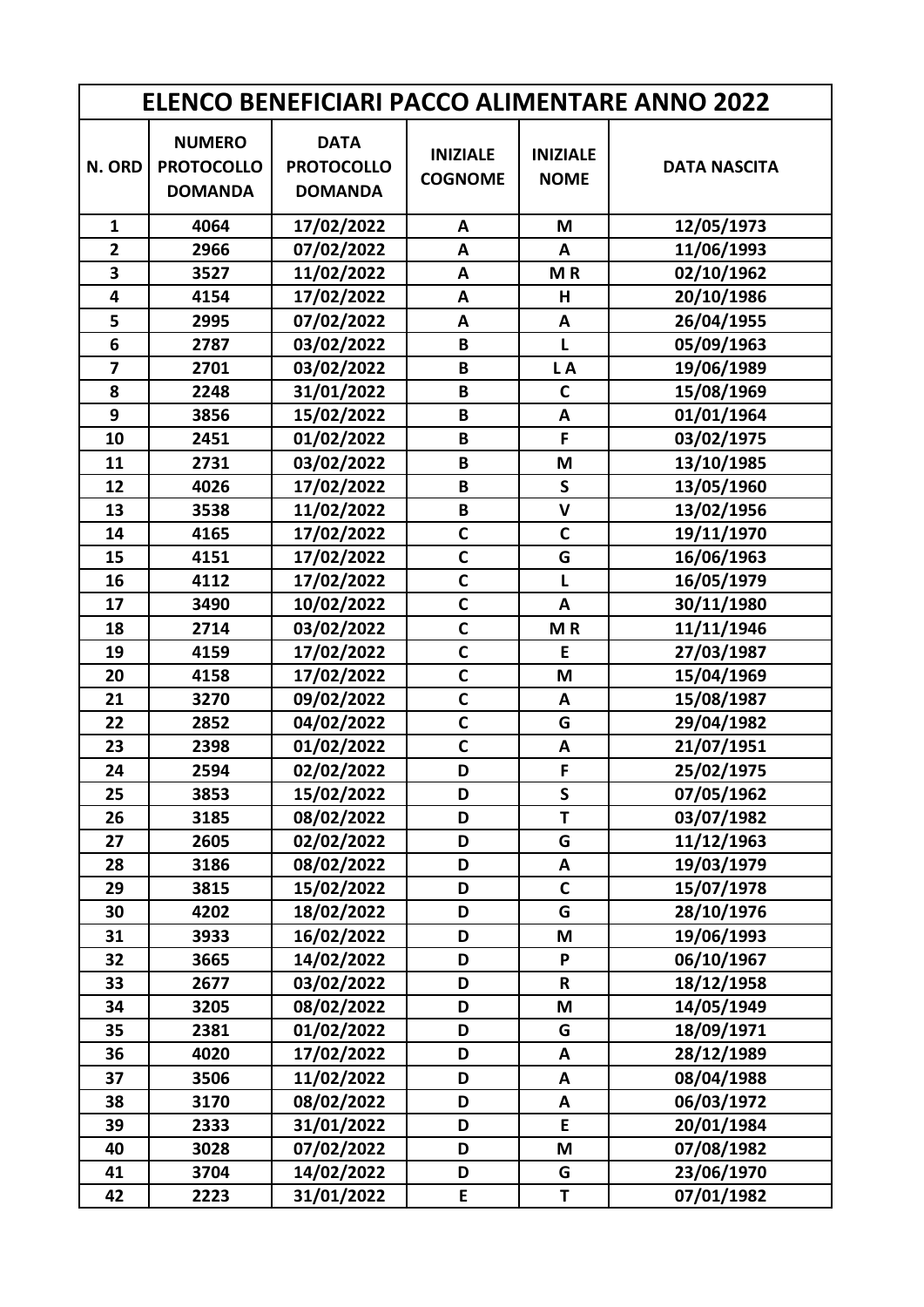| ELENCO BENEFICIARI PACCO ALIMENTARE ANNO 2022 | | | | | |
|---|---|---|---|---|---|
| **N. ORD** | **NUMERO PROTOCOLLO DOMANDA** | **DATA PROTOCOLLO DOMANDA** | **INIZIALE COGNOME** | **INIZIALE NOME** | **DATA NASCITA** |
| 1 | 4064 | 17/02/2022 | A | M | 12/05/1973 |
| 2 | 2966 | 07/02/2022 | A | A | 11/06/1993 |
| 3 | 3527 | 11/02/2022 | A | M R | 02/10/1962 |
| 4 | 4154 | 17/02/2022 | A | H | 20/10/1986 |
| 5 | 2995 | 07/02/2022 | A | A | 26/04/1955 |
| 6 | 2787 | 03/02/2022 | B | L | 05/09/1963 |
| 7 | 2701 | 03/02/2022 | B | L A | 19/06/1989 |
| 8 | 2248 | 31/01/2022 | B | C | 15/08/1969 |
| 9 | 3856 | 15/02/2022 | B | A | 01/01/1964 |
| 10 | 2451 | 01/02/2022 | B | F | 03/02/1975 |
| 11 | 2731 | 03/02/2022 | B | M | 13/10/1985 |
| 12 | 4026 | 17/02/2022 | B | S | 13/05/1960 |
| 13 | 3538 | 11/02/2022 | B | V | 13/02/1956 |
| 14 | 4165 | 17/02/2022 | C | C | 19/11/1970 |
| 15 | 4151 | 17/02/2022 | C | G | 16/06/1963 |
| 16 | 4112 | 17/02/2022 | C | L | 16/05/1979 |
| 17 | 3490 | 10/02/2022 | C | A | 30/11/1980 |
| 18 | 2714 | 03/02/2022 | C | M R | 11/11/1946 |
| 19 | 4159 | 17/02/2022 | C | E | 27/03/1987 |
| 20 | 4158 | 17/02/2022 | C | M | 15/04/1969 |
| 21 | 3270 | 09/02/2022 | C | A | 15/08/1987 |
| 22 | 2852 | 04/02/2022 | C | G | 29/04/1982 |
| 23 | 2398 | 01/02/2022 | C | A | 21/07/1951 |
| 24 | 2594 | 02/02/2022 | D | F | 25/02/1975 |
| 25 | 3853 | 15/02/2022 | D | S | 07/05/1962 |
| 26 | 3185 | 08/02/2022 | D | T | 03/07/1982 |
| 27 | 2605 | 02/02/2022 | D | G | 11/12/1963 |
| 28 | 3186 | 08/02/2022 | D | A | 19/03/1979 |
| 29 | 3815 | 15/02/2022 | D | C | 15/07/1978 |
| 30 | 4202 | 18/02/2022 | D | G | 28/10/1976 |
| 31 | 3933 | 16/02/2022 | D | M | 19/06/1993 |
| 32 | 3665 | 14/02/2022 | D | P | 06/10/1967 |
| 33 | 2677 | 03/02/2022 | D | R | 18/12/1958 |
| 34 | 3205 | 08/02/2022 | D | M | 14/05/1949 |
| 35 | 2381 | 01/02/2022 | D | G | 18/09/1971 |
| 36 | 4020 | 17/02/2022 | D | A | 28/12/1989 |
| 37 | 3506 | 11/02/2022 | D | A | 08/04/1988 |
| 38 | 3170 | 08/02/2022 | D | A | 06/03/1972 |
| 39 | 2333 | 31/01/2022 | D | E | 20/01/1984 |
| 40 | 3028 | 07/02/2022 | D | M | 07/08/1982 |
| 41 | 3704 | 14/02/2022 | D | G | 23/06/1970 |
| 42 | 2223 | 31/01/2022 | E | T | 07/01/1982 |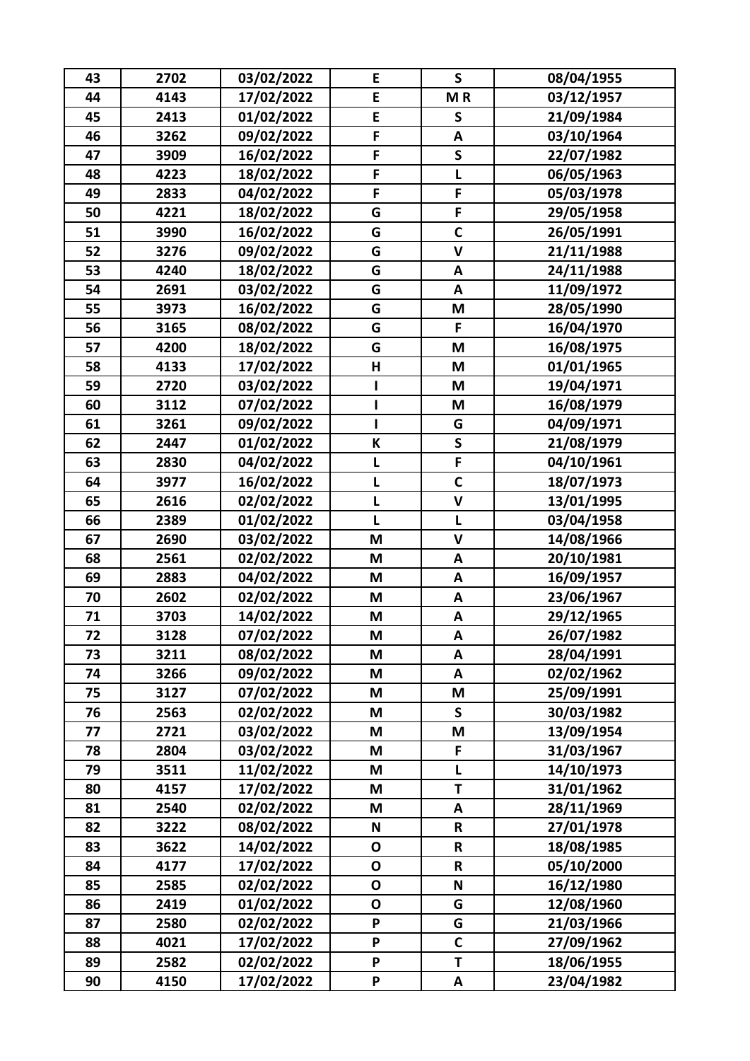| 43 | 2702 | 03/02/2022 | E | S | 08/04/1955 |
|---|---|---|---|---|---|
| 44 | 4143 | 17/02/2022 | E | M R | 03/12/1957 |
| 45 | 2413 | 01/02/2022 | E | S | 21/09/1984 |
| 46 | 3262 | 09/02/2022 | F | A | 03/10/1964 |
| 47 | 3909 | 16/02/2022 | F | S | 22/07/1982 |
| 48 | 4223 | 18/02/2022 | F | L | 06/05/1963 |
| 49 | 2833 | 04/02/2022 | F | F | 05/03/1978 |
| 50 | 4221 | 18/02/2022 | G | F | 29/05/1958 |
| 51 | 3990 | 16/02/2022 | G | C | 26/05/1991 |
| 52 | 3276 | 09/02/2022 | G | V | 21/11/1988 |
| 53 | 4240 | 18/02/2022 | G | A | 24/11/1988 |
| 54 | 2691 | 03/02/2022 | G | A | 11/09/1972 |
| 55 | 3973 | 16/02/2022 | G | M | 28/05/1990 |
| 56 | 3165 | 08/02/2022 | G | F | 16/04/1970 |
| 57 | 4200 | 18/02/2022 | G | M | 16/08/1975 |
| 58 | 4133 | 17/02/2022 | H | M | 01/01/1965 |
| 59 | 2720 | 03/02/2022 | I | M | 19/04/1971 |
| 60 | 3112 | 07/02/2022 | I | M | 16/08/1979 |
| 61 | 3261 | 09/02/2022 | I | G | 04/09/1971 |
| 62 | 2447 | 01/02/2022 | K | S | 21/08/1979 |
| 63 | 2830 | 04/02/2022 | L | F | 04/10/1961 |
| 64 | 3977 | 16/02/2022 | L | C | 18/07/1973 |
| 65 | 2616 | 02/02/2022 | L | V | 13/01/1995 |
| 66 | 2389 | 01/02/2022 | L | L | 03/04/1958 |
| 67 | 2690 | 03/02/2022 | M | V | 14/08/1966 |
| 68 | 2561 | 02/02/2022 | M | A | 20/10/1981 |
| 69 | 2883 | 04/02/2022 | M | A | 16/09/1957 |
| 70 | 2602 | 02/02/2022 | M | A | 23/06/1967 |
| 71 | 3703 | 14/02/2022 | M | A | 29/12/1965 |
| 72 | 3128 | 07/02/2022 | M | A | 26/07/1982 |
| 73 | 3211 | 08/02/2022 | M | A | 28/04/1991 |
| 74 | 3266 | 09/02/2022 | M | A | 02/02/1962 |
| 75 | 3127 | 07/02/2022 | M | M | 25/09/1991 |
| 76 | 2563 | 02/02/2022 | M | S | 30/03/1982 |
| 77 | 2721 | 03/02/2022 | M | M | 13/09/1954 |
| 78 | 2804 | 03/02/2022 | M | F | 31/03/1967 |
| 79 | 3511 | 11/02/2022 | M | L | 14/10/1973 |
| 80 | 4157 | 17/02/2022 | M | T | 31/01/1962 |
| 81 | 2540 | 02/02/2022 | M | A | 28/11/1969 |
| 82 | 3222 | 08/02/2022 | N | R | 27/01/1978 |
| 83 | 3622 | 14/02/2022 | O | R | 18/08/1985 |
| 84 | 4177 | 17/02/2022 | O | R | 05/10/2000 |
| 85 | 2585 | 02/02/2022 | O | N | 16/12/1980 |
| 86 | 2419 | 01/02/2022 | O | G | 12/08/1960 |
| 87 | 2580 | 02/02/2022 | P | G | 21/03/1966 |
| 88 | 4021 | 17/02/2022 | P | C | 27/09/1962 |
| 89 | 2582 | 02/02/2022 | P | T | 18/06/1955 |
| 90 | 4150 | 17/02/2022 | P | A | 23/04/1982 |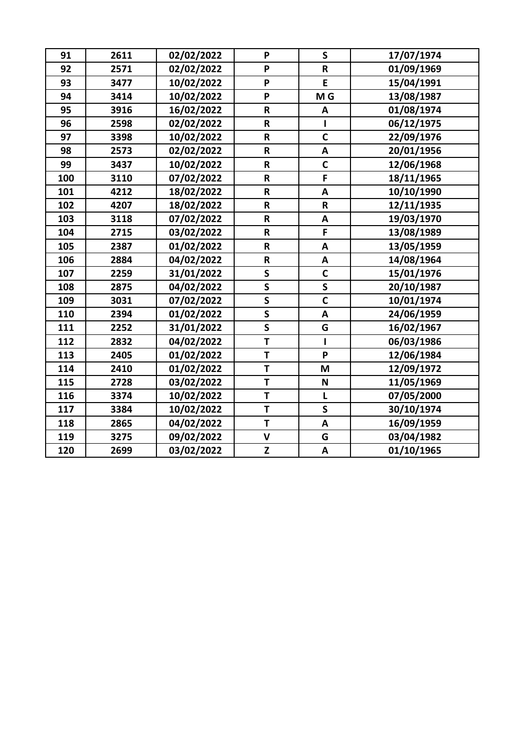| | | | | | |
|---|---|---|---|---|---|
| 91 | 2611 | 02/02/2022 | P | S | 17/07/1974 |
| 92 | 2571 | 02/02/2022 | P | R | 01/09/1969 |
| 93 | 3477 | 10/02/2022 | P | E | 15/04/1991 |
| 94 | 3414 | 10/02/2022 | P | M G | 13/08/1987 |
| 95 | 3916 | 16/02/2022 | R | A | 01/08/1974 |
| 96 | 2598 | 02/02/2022 | R | I | 06/12/1975 |
| 97 | 3398 | 10/02/2022 | R | C | 22/09/1976 |
| 98 | 2573 | 02/02/2022 | R | A | 20/01/1956 |
| 99 | 3437 | 10/02/2022 | R | C | 12/06/1968 |
| 100 | 3110 | 07/02/2022 | R | F | 18/11/1965 |
| 101 | 4212 | 18/02/2022 | R | A | 10/10/1990 |
| 102 | 4207 | 18/02/2022 | R | R | 12/11/1935 |
| 103 | 3118 | 07/02/2022 | R | A | 19/03/1970 |
| 104 | 2715 | 03/02/2022 | R | F | 13/08/1989 |
| 105 | 2387 | 01/02/2022 | R | A | 13/05/1959 |
| 106 | 2884 | 04/02/2022 | R | A | 14/08/1964 |
| 107 | 2259 | 31/01/2022 | S | C | 15/01/1976 |
| 108 | 2875 | 04/02/2022 | S | S | 20/10/1987 |
| 109 | 3031 | 07/02/2022 | S | C | 10/01/1974 |
| 110 | 2394 | 01/02/2022 | S | A | 24/06/1959 |
| 111 | 2252 | 31/01/2022 | S | G | 16/02/1967 |
| 112 | 2832 | 04/02/2022 | T | I | 06/03/1986 |
| 113 | 2405 | 01/02/2022 | T | P | 12/06/1984 |
| 114 | 2410 | 01/02/2022 | T | M | 12/09/1972 |
| 115 | 2728 | 03/02/2022 | T | N | 11/05/1969 |
| 116 | 3374 | 10/02/2022 | T | L | 07/05/2000 |
| 117 | 3384 | 10/02/2022 | T | S | 30/10/1974 |
| 118 | 2865 | 04/02/2022 | T | A | 16/09/1959 |
| 119 | 3275 | 09/02/2022 | V | G | 03/04/1982 |
| 120 | 2699 | 03/02/2022 | Z | A | 01/10/1965 |